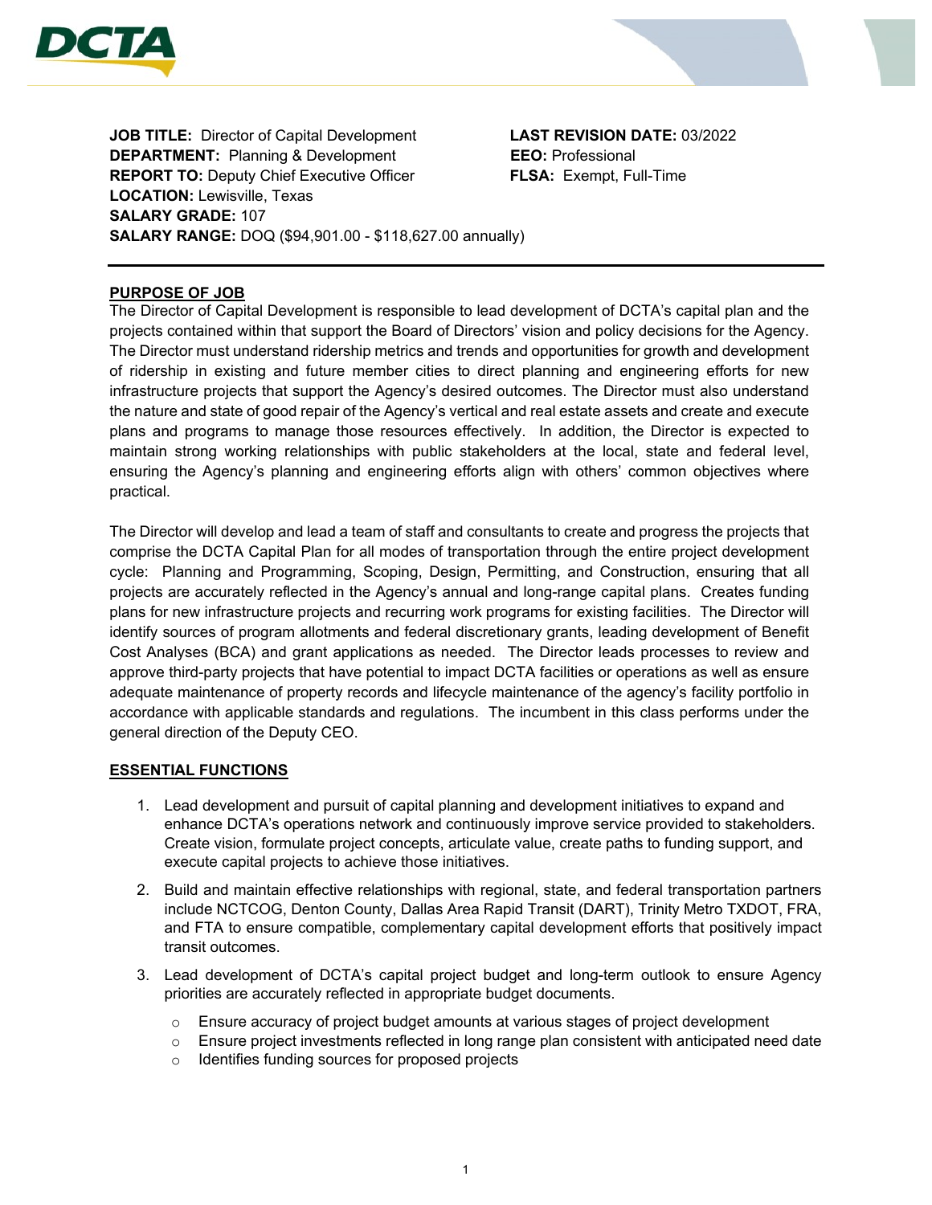**JOB TITLE:** Director of Capital Development
**DEPARTMENT:** Planning & Development
**REPORT TO:** Deputy Chief Executive Officer
**LOCATION:** Lewisville, Texas
**SALARY GRADE:** 107
**SALARY RANGE:** DOQ ($94,901.00 - $118,627.00 annually)

**LAST REVISION DATE:** 03/2022
**EEO:** Professional
**FLSA:** Exempt, Full-Time

---

## PURPOSE OF JOB

The Director of Capital Development is responsible to lead development of DCTA's capital plan and the projects contained within that support the Board of Directors' vision and policy decisions for the Agency. The Director must understand ridership metrics and trends and opportunities for growth and development of ridership in existing and future member cities to direct planning and engineering efforts for new infrastructure projects that support the Agency's desired outcomes. The Director must also understand the nature and state of good repair of the Agency's vertical and real estate assets and create and execute plans and programs to manage those resources effectively. In addition, the Director is expected to maintain strong working relationships with public stakeholders at the local, state and federal level, ensuring the Agency's planning and engineering efforts align with others' common objectives where practical.

The Director will develop and lead a team of staff and consultants to create and progress the projects that comprise the DCTA Capital Plan for all modes of transportation through the entire project development cycle: Planning and Programming, Scoping, Design, Permitting, and Construction, ensuring that all projects are accurately reflected in the Agency's annual and long-range capital plans. Creates funding plans for new infrastructure projects and recurring work programs for existing facilities. The Director will identify sources of program allotments and federal discretionary grants, leading development of Benefit Cost Analyses (BCA) and grant applications as needed. The Director leads processes to review and approve third-party projects that have potential to impact DCTA facilities or operations as well as ensure adequate maintenance of property records and lifecycle maintenance of the agency's facility portfolio in accordance with applicable standards and regulations. The incumbent in this class performs under the general direction of the Deputy CEO.

## ESSENTIAL FUNCTIONS

1. Lead development and pursuit of capital planning and development initiatives to expand and enhance DCTA's operations network and continuously improve service provided to stakeholders. Create vision, formulate project concepts, articulate value, create paths to funding support, and execute capital projects to achieve those initiatives.
2. Build and maintain effective relationships with regional, state, and federal transportation partners include NCTCOG, Denton County, Dallas Area Rapid Transit (DART), Trinity Metro TXDOT, FRA, and FTA to ensure compatible, complementary capital development efforts that positively impact transit outcomes.
3. Lead development of DCTA's capital project budget and long-term outlook to ensure Agency priorities are accurately reflected in appropriate budget documents.
    - Ensure accuracy of project budget amounts at various stages of project development
    - Ensure project investments reflected in long range plan consistent with anticipated need date
    - Identifies funding sources for proposed projects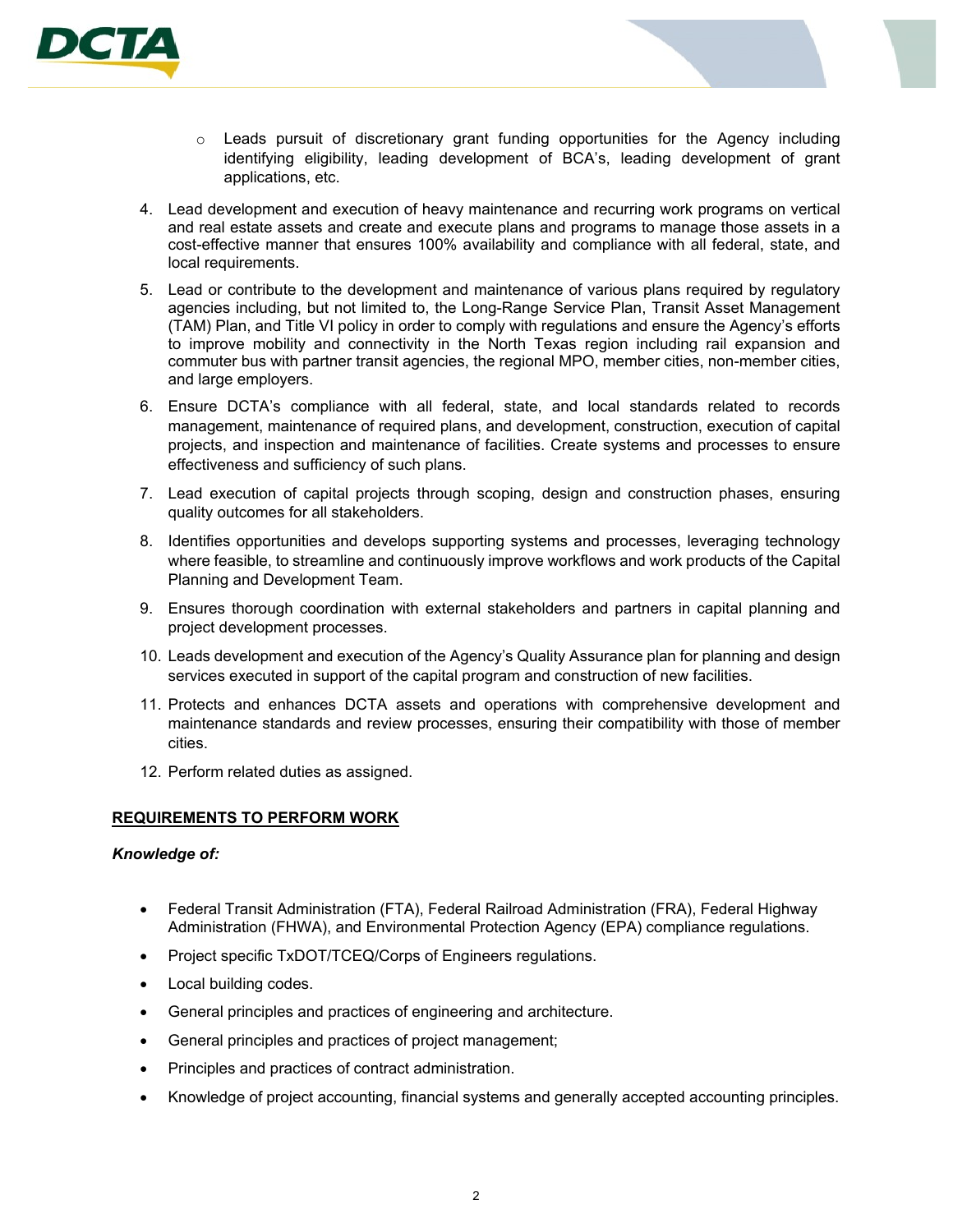- Leads pursuit of discretionary grant funding opportunities for the Agency including identifying eligibility, leading development of BCA's, leading development of grant applications, etc.

4. Lead development and execution of heavy maintenance and recurring work programs on vertical and real estate assets and create and execute plans and programs to manage those assets in a cost-effective manner that ensures 100% availability and compliance with all federal, state, and local requirements.
5. Lead or contribute to the development and maintenance of various plans required by regulatory agencies including, but not limited to, the Long-Range Service Plan, Transit Asset Management (TAM) Plan, and Title VI policy in order to comply with regulations and ensure the Agency's efforts to improve mobility and connectivity in the North Texas region including rail expansion and commuter bus with partner transit agencies, the regional MPO, member cities, non-member cities, and large employers.
6. Ensure DCTA's compliance with all federal, state, and local standards related to records management, maintenance of required plans, and development, construction, execution of capital projects, and inspection and maintenance of facilities. Create systems and processes to ensure effectiveness and sufficiency of such plans.
7. Lead execution of capital projects through scoping, design and construction phases, ensuring quality outcomes for all stakeholders.
8. Identifies opportunities and develops supporting systems and processes, leveraging technology where feasible, to streamline and continuously improve workflows and work products of the Capital Planning and Development Team.
9. Ensures thorough coordination with external stakeholders and partners in capital planning and project development processes.
10. Leads development and execution of the Agency's Quality Assurance plan for planning and design services executed in support of the capital program and construction of new facilities.
11. Protects and enhances DCTA assets and operations with comprehensive development and maintenance standards and review processes, ensuring their compatibility with those of member cities.
12. Perform related duties as assigned.

## REQUIREMENTS TO PERFORM WORK

***Knowledge of:***

- Federal Transit Administration (FTA), Federal Railroad Administration (FRA), Federal Highway Administration (FHWA), and Environmental Protection Agency (EPA) compliance regulations.
- Project specific TxDOT/TCEQ/Corps of Engineers regulations.
- Local building codes.
- General principles and practices of engineering and architecture.
- General principles and practices of project management;
- Principles and practices of contract administration.
- Knowledge of project accounting, financial systems and generally accepted accounting principles.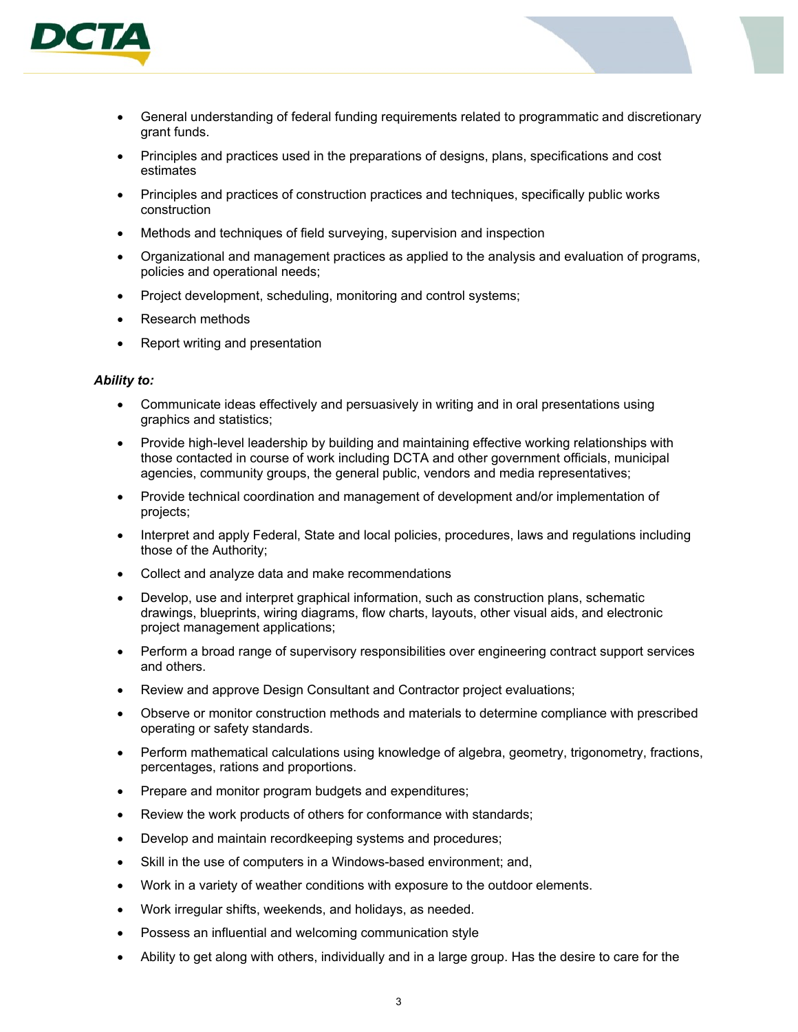- General understanding of federal funding requirements related to programmatic and discretionary grant funds.
- Principles and practices used in the preparations of designs, plans, specifications and cost estimates
- Principles and practices of construction practices and techniques, specifically public works construction
- Methods and techniques of field surveying, supervision and inspection
- Organizational and management practices as applied to the analysis and evaluation of programs, policies and operational needs;
- Project development, scheduling, monitoring and control systems;
- Research methods
- Report writing and presentation

***Ability to:***

- Communicate ideas effectively and persuasively in writing and in oral presentations using graphics and statistics;
- Provide high-level leadership by building and maintaining effective working relationships with those contacted in course of work including DCTA and other government officials, municipal agencies, community groups, the general public, vendors and media representatives;
- Provide technical coordination and management of development and/or implementation of projects;
- Interpret and apply Federal, State and local policies, procedures, laws and regulations including those of the Authority;
- Collect and analyze data and make recommendations
- Develop, use and interpret graphical information, such as construction plans, schematic drawings, blueprints, wiring diagrams, flow charts, layouts, other visual aids, and electronic project management applications;
- Perform a broad range of supervisory responsibilities over engineering contract support services and others.
- Review and approve Design Consultant and Contractor project evaluations;
- Observe or monitor construction methods and materials to determine compliance with prescribed operating or safety standards.
- Perform mathematical calculations using knowledge of algebra, geometry, trigonometry, fractions, percentages, rations and proportions.
- Prepare and monitor program budgets and expenditures;
- Review the work products of others for conformance with standards;
- Develop and maintain recordkeeping systems and procedures;
- Skill in the use of computers in a Windows-based environment; and,
- Work in a variety of weather conditions with exposure to the outdoor elements.
- Work irregular shifts, weekends, and holidays, as needed.
- Possess an influential and welcoming communication style
- Ability to get along with others, individually and in a large group. Has the desire to care for the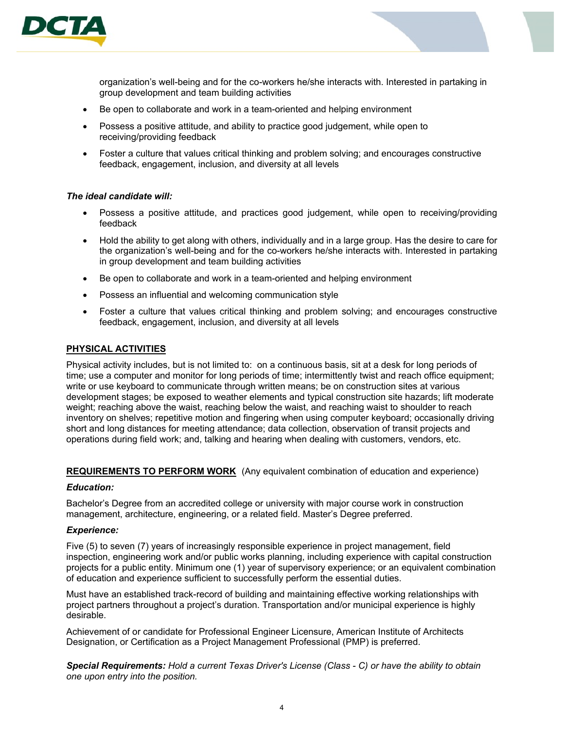organization's well-being and for the co-workers he/she interacts with. Interested in partaking in group development and team building activities

- Be open to collaborate and work in a team-oriented and helping environment
- Possess a positive attitude, and ability to practice good judgement, while open to receiving/providing feedback
- Foster a culture that values critical thinking and problem solving; and encourages constructive feedback, engagement, inclusion, and diversity at all levels

***The ideal candidate will:***

- Possess a positive attitude, and practices good judgement, while open to receiving/providing feedback
- Hold the ability to get along with others, individually and in a large group. Has the desire to care for the organization's well-being and for the co-workers he/she interacts with. Interested in partaking in group development and team building activities
- Be open to collaborate and work in a team-oriented and helping environment
- Possess an influential and welcoming communication style
- Foster a culture that values critical thinking and problem solving; and encourages constructive feedback, engagement, inclusion, and diversity at all levels

## PHYSICAL ACTIVITIES

Physical activity includes, but is not limited to: on a continuous basis, sit at a desk for long periods of time; use a computer and monitor for long periods of time; intermittently twist and reach office equipment; write or use keyboard to communicate through written means; be on construction sites at various development stages; be exposed to weather elements and typical construction site hazards; lift moderate weight; reaching above the waist, reaching below the waist, and reaching waist to shoulder to reach inventory on shelves; repetitive motion and fingering when using computer keyboard; occasionally driving short and long distances for meeting attendance; data collection, observation of transit projects and operations during field work; and, talking and hearing when dealing with customers, vendors, etc.

## REQUIREMENTS TO PERFORM WORK (Any equivalent combination of education and experience)

***Education:***

Bachelor's Degree from an accredited college or university with major course work in construction management, architecture, engineering, or a related field. Master's Degree preferred.

***Experience:***

Five (5) to seven (7) years of increasingly responsible experience in project management, field inspection, engineering work and/or public works planning, including experience with capital construction projects for a public entity. Minimum one (1) year of supervisory experience; or an equivalent combination of education and experience sufficient to successfully perform the essential duties.

Must have an established track-record of building and maintaining effective working relationships with project partners throughout a project's duration. Transportation and/or municipal experience is highly desirable.

Achievement of or candidate for Professional Engineer Licensure, American Institute of Architects Designation, or Certification as a Project Management Professional (PMP) is preferred.

***Special Requirements:*** *Hold a current Texas Driver's License (Class - C) or have the ability to obtain one upon entry into the position.*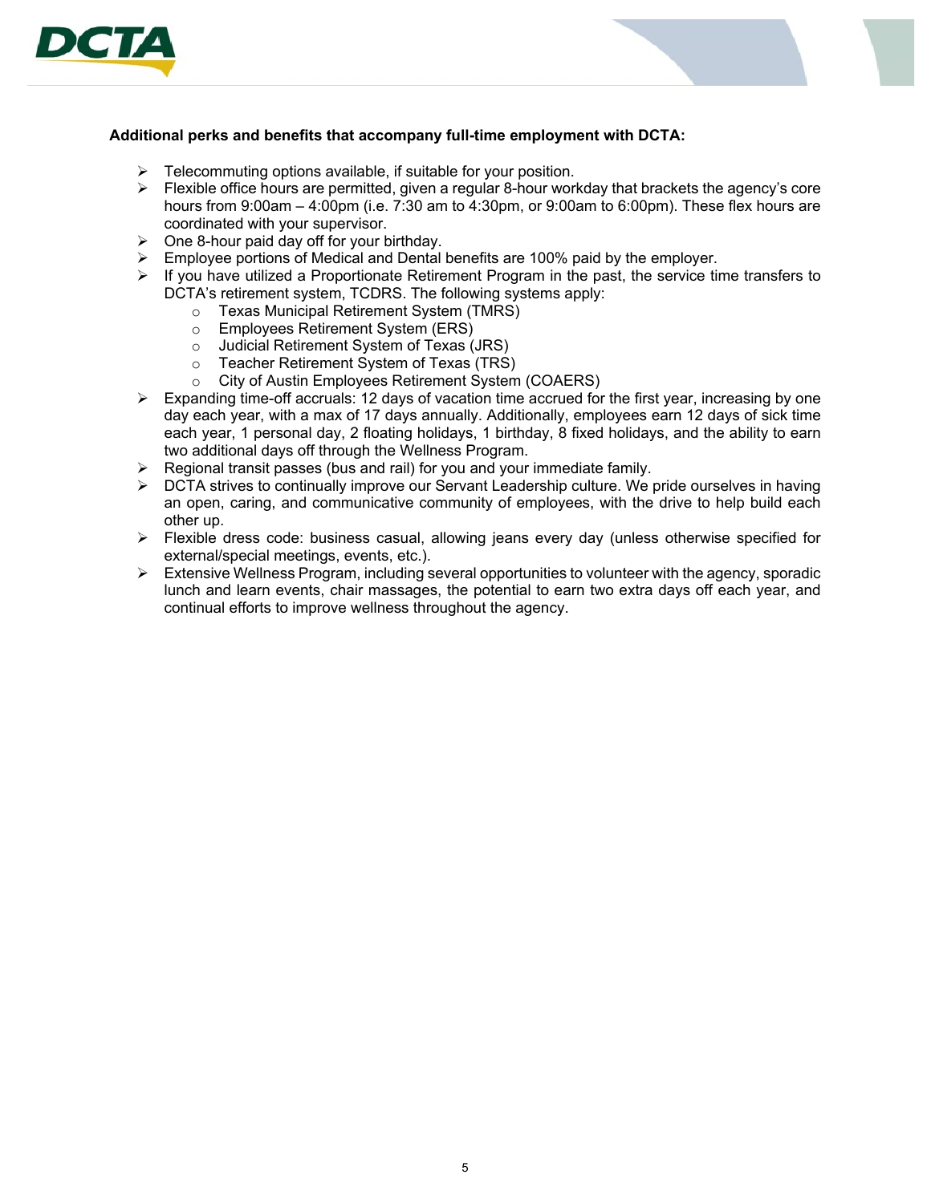**Additional perks and benefits that accompany full-time employment with DCTA:**

- Telecommuting options available, if suitable for your position.
- Flexible office hours are permitted, given a regular 8-hour workday that brackets the agency's core hours from 9:00am – 4:00pm (i.e. 7:30 am to 4:30pm, or 9:00am to 6:00pm). These flex hours are coordinated with your supervisor.
- One 8-hour paid day off for your birthday.
- Employee portions of Medical and Dental benefits are 100% paid by the employer.
- If you have utilized a Proportionate Retirement Program in the past, the service time transfers to DCTA's retirement system, TCDRS. The following systems apply:
  - Texas Municipal Retirement System (TMRS)
  - Employees Retirement System (ERS)
  - Judicial Retirement System of Texas (JRS)
  - Teacher Retirement System of Texas (TRS)
  - City of Austin Employees Retirement System (COAERS)
- Expanding time-off accruals: 12 days of vacation time accrued for the first year, increasing by one day each year, with a max of 17 days annually. Additionally, employees earn 12 days of sick time each year, 1 personal day, 2 floating holidays, 1 birthday, 8 fixed holidays, and the ability to earn two additional days off through the Wellness Program.
- Regional transit passes (bus and rail) for you and your immediate family.
- DCTA strives to continually improve our Servant Leadership culture. We pride ourselves in having an open, caring, and communicative community of employees, with the drive to help build each other up.
- Flexible dress code: business casual, allowing jeans every day (unless otherwise specified for external/special meetings, events, etc.).
- Extensive Wellness Program, including several opportunities to volunteer with the agency, sporadic lunch and learn events, chair massages, the potential to earn two extra days off each year, and continual efforts to improve wellness throughout the agency.